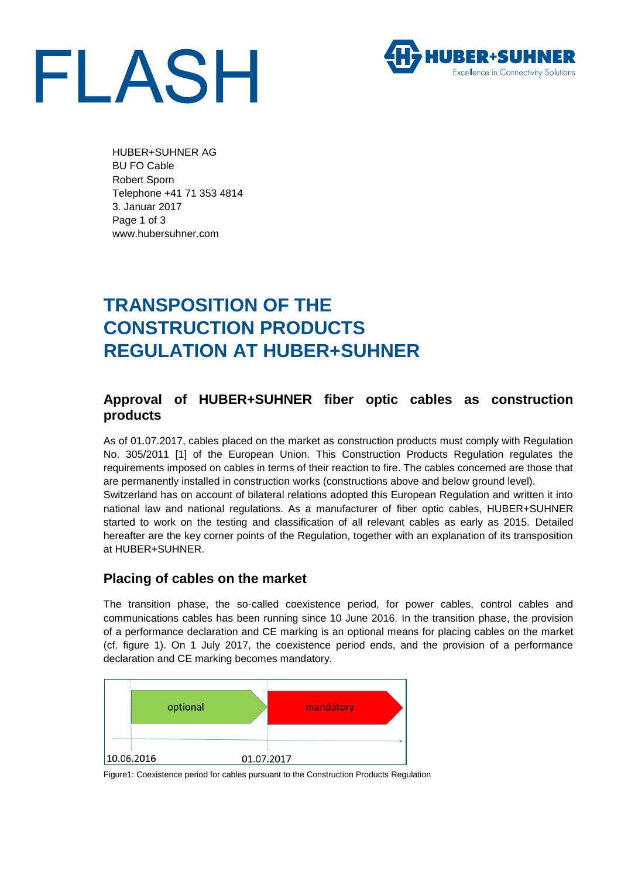# FLASH

HUBER+SUHNER AG
BU FO Cable
Robert Sporn
Telephone +41 71 353 4814
3. Januar 2017
www.hubersuhner.com

# TRANSPOSITION OF THE CONSTRUCTION PRODUCTS REGULATION AT HUBER+SUHNER

## Approval of HUBER+SUHNER fiber optic cables as construction products

As of 01.07.2017, cables placed on the market as construction products must comply with Regulation No. 305/2011 [1] of the European Union. This Construction Products Regulation regulates the requirements imposed on cables in terms of their reaction to fire. The cables concerned are those that are permanently installed in construction works (constructions above and below ground level).
Switzerland has on account of bilateral relations adopted this European Regulation and written it into national law and national regulations. As a manufacturer of fiber optic cables, HUBER+SUHNER started to work on the testing and classification of all relevant cables as early as 2015. Detailed hereafter are the key corner points of the Regulation, together with an explanation of its transposition at HUBER+SUHNER.

## Placing of cables on the market

The transition phase, the so-called coexistence period, for power cables, control cables and communications cables has been running since 10 June 2016. In the transition phase, the provision of a performance declaration and CE marking is an optional means for placing cables on the market (cf. figure 1). On 1 July 2017, the coexistence period ends, and the provision of a performance declaration and CE marking becomes mandatory.

| optional | mandatory |
|---|---|
| 10.06.2016 | 01.07.2017 |

Figure1: Coexistence period for cables pursuant to the Construction Products Regulation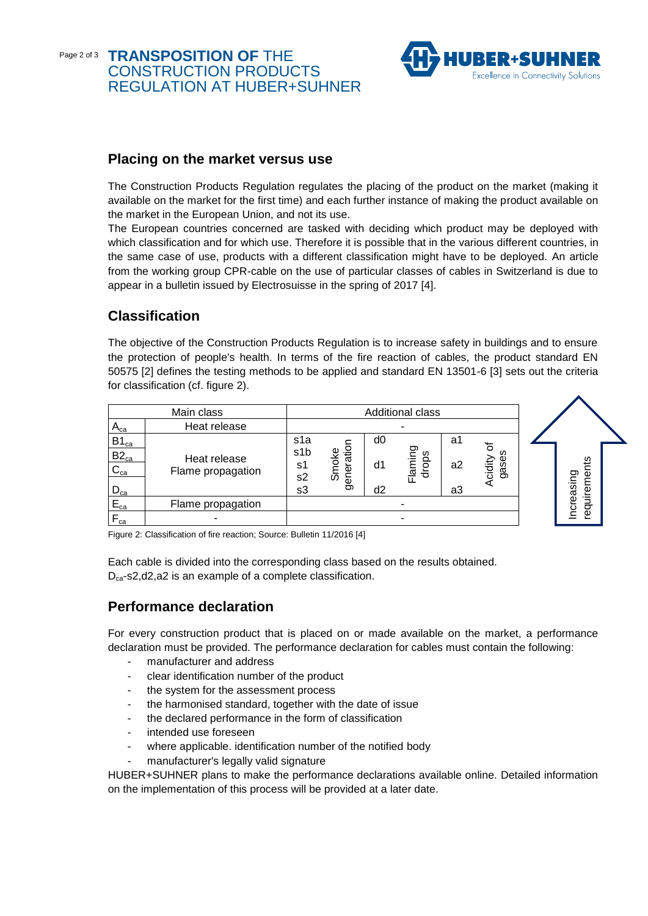## Placing on the market versus use

The Construction Products Regulation regulates the placing of the product on the market (making it available on the market for the first time) and each further instance of making the product available on the market in the European Union, and not its use.

The European countries concerned are tasked with deciding which product may be deployed with which classification and for which use. Therefore it is possible that in the various different countries, in the same case of use, products with a different classification might have to be deployed. An article from the working group CPR-cable on the use of particular classes of cables in Switzerland is due to appear in a bulletin issued by Electrosuisse in the spring of 2017 [4].

## Classification

The objective of the Construction Products Regulation is to increase safety in buildings and to ensure the protection of people's health. In terms of the fire reaction of cables, the product standard EN 50575 [2] defines the testing methods to be applied and standard EN 13501-6 [3] sets out the criteria for classification (cf. figure 2).

| Main class | | Additional class | | | | | |
|---|---|---|---|---|---|---|---|
| $A_{ca}$ | Heat release | - | | | | | |
| $B1_{ca}$ | Heat release<br>Flame propagation | s1a | Smoke generation | d0 | Flaming drops | a1 | Acidity of gases |
| $B2_{ca}$ | | s1b<br>s1 | | d1 | | a2 | |
| $C_{ca}$ | | s2 | | | | | |
| $D_{ca}$ | | s3 | | d2 | | a3 | |
| $E_{ca}$ | Flame propagation | - | | | | | |
| $F_{ca}$ | - | - | | | | | |

Increasing requirements (arrow pointing upward)

Figure 2: Classification of fire reaction; Source: Bulletin 11/2016 [4]

Each cable is divided into the corresponding class based on the results obtained.
$D_{ca}$-s2,d2,a2 is an example of a complete classification.

## Performance declaration

For every construction product that is placed on or made available on the market, a performance declaration must be provided. The performance declaration for cables must contain the following:

- manufacturer and address
- clear identification number of the product
- the system for the assessment process
- the harmonised standard, together with the date of issue
- the declared performance in the form of classification
- intended use foreseen
- where applicable. identification number of the notified body
- manufacturer's legally valid signature

HUBER+SUHNER plans to make the performance declarations available online. Detailed information on the implementation of this process will be provided at a later date.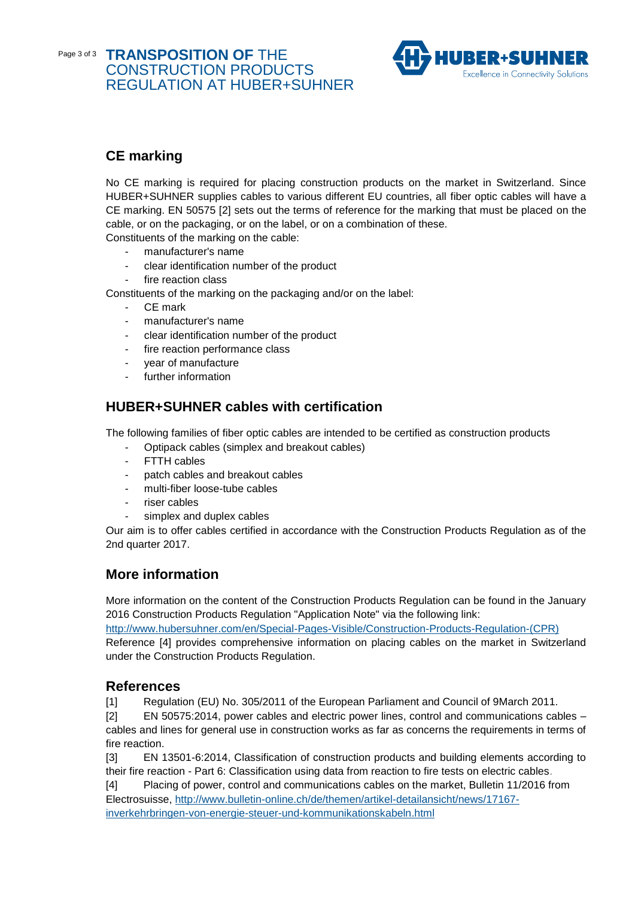## CE marking

No CE marking is required for placing construction products on the market in Switzerland. Since HUBER+SUHNER supplies cables to various different EU countries, all fiber optic cables will have a CE marking. EN 50575 [2] sets out the terms of reference for the marking that must be placed on the cable, or on the packaging, or on the label, or on a combination of these.

Constituents of the marking on the cable:

- manufacturer's name
- clear identification number of the product
- fire reaction class

Constituents of the marking on the packaging and/or on the label:

- CE mark
- manufacturer's name
- clear identification number of the product
- fire reaction performance class
- year of manufacture
- further information

## HUBER+SUHNER cables with certification

The following families of fiber optic cables are intended to be certified as construction products

- Optipack cables (simplex and breakout cables)
- FTTH cables
- patch cables and breakout cables
- multi-fiber loose-tube cables
- riser cables
- simplex and duplex cables

Our aim is to offer cables certified in accordance with the Construction Products Regulation as of the 2nd quarter 2017.

## More information

More information on the content of the Construction Products Regulation can be found in the January 2016 Construction Products Regulation "Application Note" via the following link:

http://www.hubersuhner.com/en/Special-Pages-Visible/Construction-Products-Regulation-(CPR)

Reference [4] provides comprehensive information on placing cables on the market in Switzerland under the Construction Products Regulation.

## References

[1] Regulation (EU) No. 305/2011 of the European Parliament and Council of 9March 2011.

[2] EN 50575:2014, power cables and electric power lines, control and communications cables – cables and lines for general use in construction works as far as concerns the requirements in terms of fire reaction.

[3] EN 13501-6:2014, Classification of construction products and building elements according to their fire reaction - Part 6: Classification using data from reaction to fire tests on electric cables.

[4] Placing of power, control and communications cables on the market, Bulletin 11/2016 from Electrosuisse, http://www.bulletin-online.ch/de/themen/artikel-detailansicht/news/17167-inverkehrbringen-von-energie-steuer-und-kommunikationskabeln.html